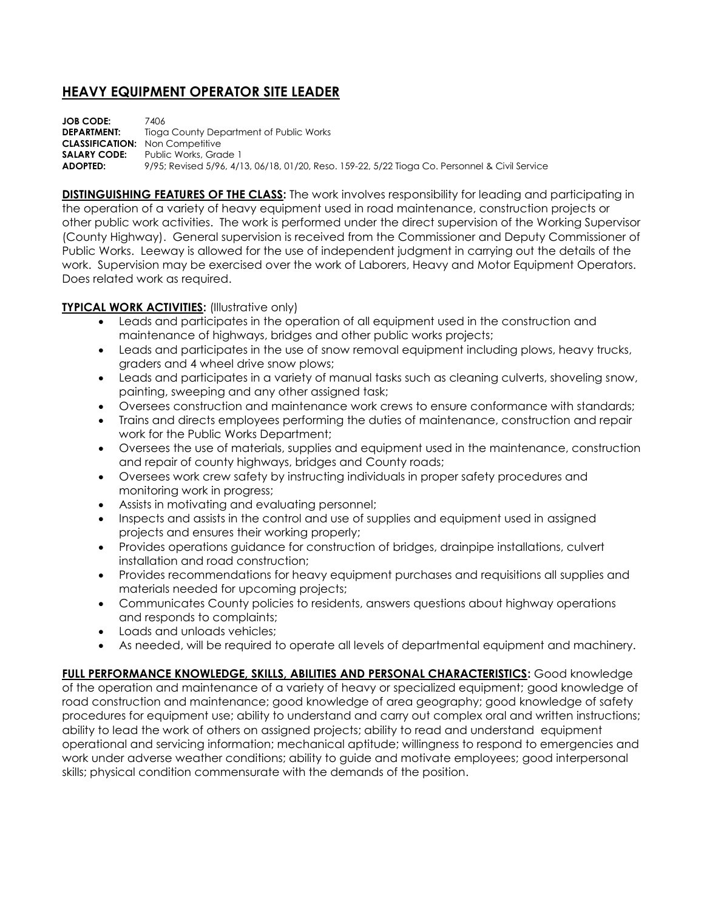# HEAVY EQUIPMENT OPERATOR SITE LEADER

**JOB CODE:** 7406
**DEPARTMENT:** Tioga County Department of Public Works
**CLASSIFICATION:** Non Competitive
**SALARY CODE:** Public Works, Grade 1
**ADOPTED:** 9/95; Revised 5/96, 4/13, 06/18, 01/20, Reso. 159-22, 5/22 Tioga Co. Personnel & Civil Service

**DISTINGUISHING FEATURES OF THE CLASS:** The work involves responsibility for leading and participating in the operation of a variety of heavy equipment used in road maintenance, construction projects or other public work activities. The work is performed under the direct supervision of the Working Supervisor (County Highway). General supervision is received from the Commissioner and Deputy Commissioner of Public Works. Leeway is allowed for the use of independent judgment in carrying out the details of the work. Supervision may be exercised over the work of Laborers, Heavy and Motor Equipment Operators. Does related work as required.

**TYPICAL WORK ACTIVITIES:** (Illustrative only)

- Leads and participates in the operation of all equipment used in the construction and maintenance of highways, bridges and other public works projects;
- Leads and participates in the use of snow removal equipment including plows, heavy trucks, graders and 4 wheel drive snow plows;
- Leads and participates in a variety of manual tasks such as cleaning culverts, shoveling snow, painting, sweeping and any other assigned task;
- Oversees construction and maintenance work crews to ensure conformance with standards;
- Trains and directs employees performing the duties of maintenance, construction and repair work for the Public Works Department;
- Oversees the use of materials, supplies and equipment used in the maintenance, construction and repair of county highways, bridges and County roads;
- Oversees work crew safety by instructing individuals in proper safety procedures and monitoring work in progress;
- Assists in motivating and evaluating personnel;
- Inspects and assists in the control and use of supplies and equipment used in assigned projects and ensures their working properly;
- Provides operations guidance for construction of bridges, drainpipe installations, culvert installation and road construction;
- Provides recommendations for heavy equipment purchases and requisitions all supplies and materials needed for upcoming projects;
- Communicates County policies to residents, answers questions about highway operations and responds to complaints;
- Loads and unloads vehicles;
- As needed, will be required to operate all levels of departmental equipment and machinery.

**FULL PERFORMANCE KNOWLEDGE, SKILLS, ABILITIES AND PERSONAL CHARACTERISTICS:** Good knowledge of the operation and maintenance of a variety of heavy or specialized equipment; good knowledge of road construction and maintenance; good knowledge of area geography; good knowledge of safety procedures for equipment use; ability to understand and carry out complex oral and written instructions; ability to lead the work of others on assigned projects; ability to read and understand equipment operational and servicing information; mechanical aptitude; willingness to respond to emergencies and work under adverse weather conditions; ability to guide and motivate employees; good interpersonal skills; physical condition commensurate with the demands of the position.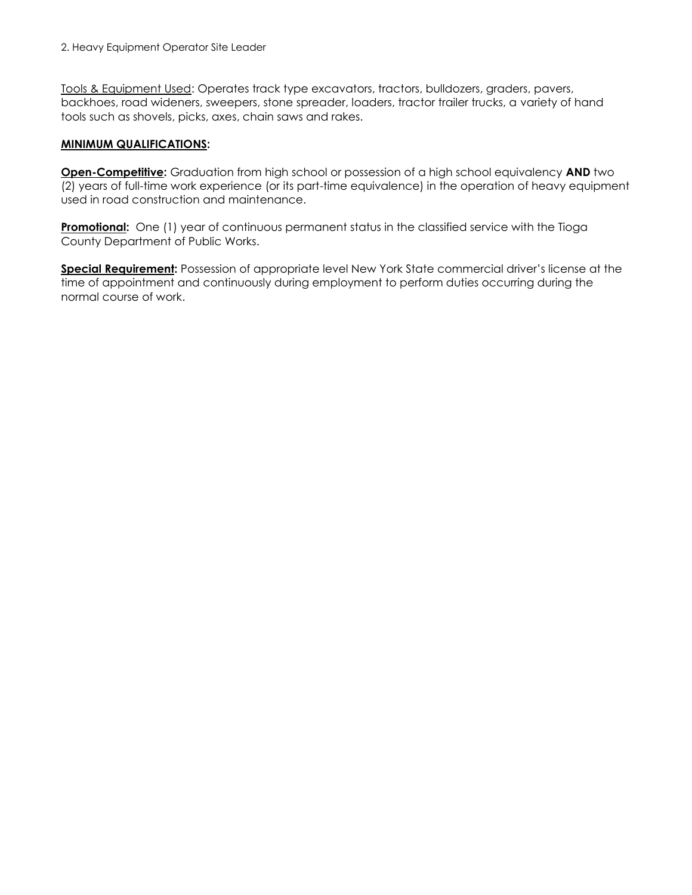Tools & Equipment Used: Operates track type excavators, tractors, bulldozers, graders, pavers, backhoes, road wideners, sweepers, stone spreader, loaders, tractor trailer trucks, a variety of hand tools such as shovels, picks, axes, chain saws and rakes.

**MINIMUM QUALIFICATIONS:**

**Open-Competitive:** Graduation from high school or possession of a high school equivalency **AND** two (2) years of full-time work experience (or its part-time equivalence) in the operation of heavy equipment used in road construction and maintenance.

**Promotional:** One (1) year of continuous permanent status in the classified service with the Tioga County Department of Public Works.

**Special Requirement:** Possession of appropriate level New York State commercial driver's license at the time of appointment and continuously during employment to perform duties occurring during the normal course of work.